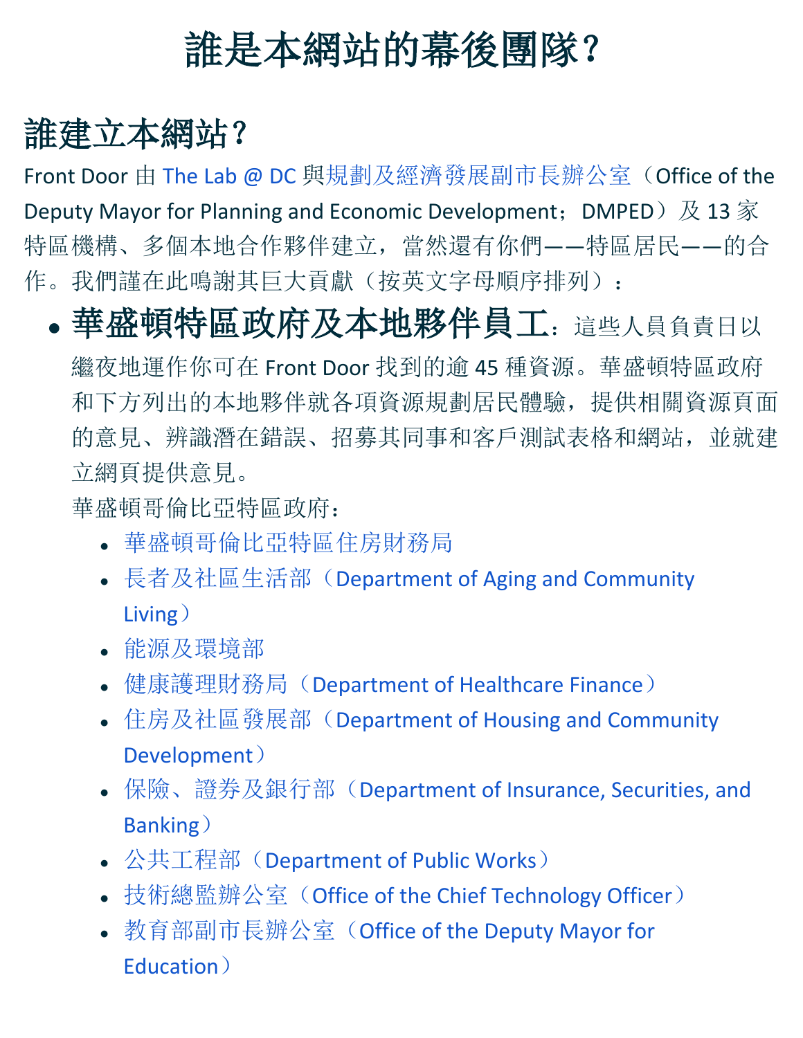# 誰是本網站的幕後團隊？

## 誰建立本網站？

Front Door 由 The Lab @ DC 與規劃及經濟發展副市長辦公室（Office of the Deputy Mayor for Planning and Economic Development；DMPED）及 13 家特區機構、多個本地合作夥伴建立，當然還有你們——特區居民——的合作。我們謹在此鳴謝其巨大貢獻（按英文字母順序排列）：

- **華盛頓特區政府及本地夥伴員工**：這些人員負責日以繼夜地運作你可在 Front Door 找到的逾 45 種資源。華盛頓特區政府和下方列出的本地夥伴就各項資源規劃居民體驗，提供相關資源頁面的意見、辨識潛在錯誤、招募其同事和客戶測試表格和網站，並就建立網頁提供意見。

  華盛頓哥倫比亞特區政府：

  - 華盛頓哥倫比亞特區住房財務局
  - 長者及社區生活部（Department of Aging and Community Living）
  - 能源及環境部
  - 健康護理財務局（Department of Healthcare Finance）
  - 住房及社區發展部（Department of Housing and Community Development）
  - 保險、證券及銀行部（Department of Insurance, Securities, and Banking）
  - 公共工程部（Department of Public Works）
  - 技術總監辦公室（Office of the Chief Technology Officer）
  - 教育部副市長辦公室（Office of the Deputy Mayor for Education）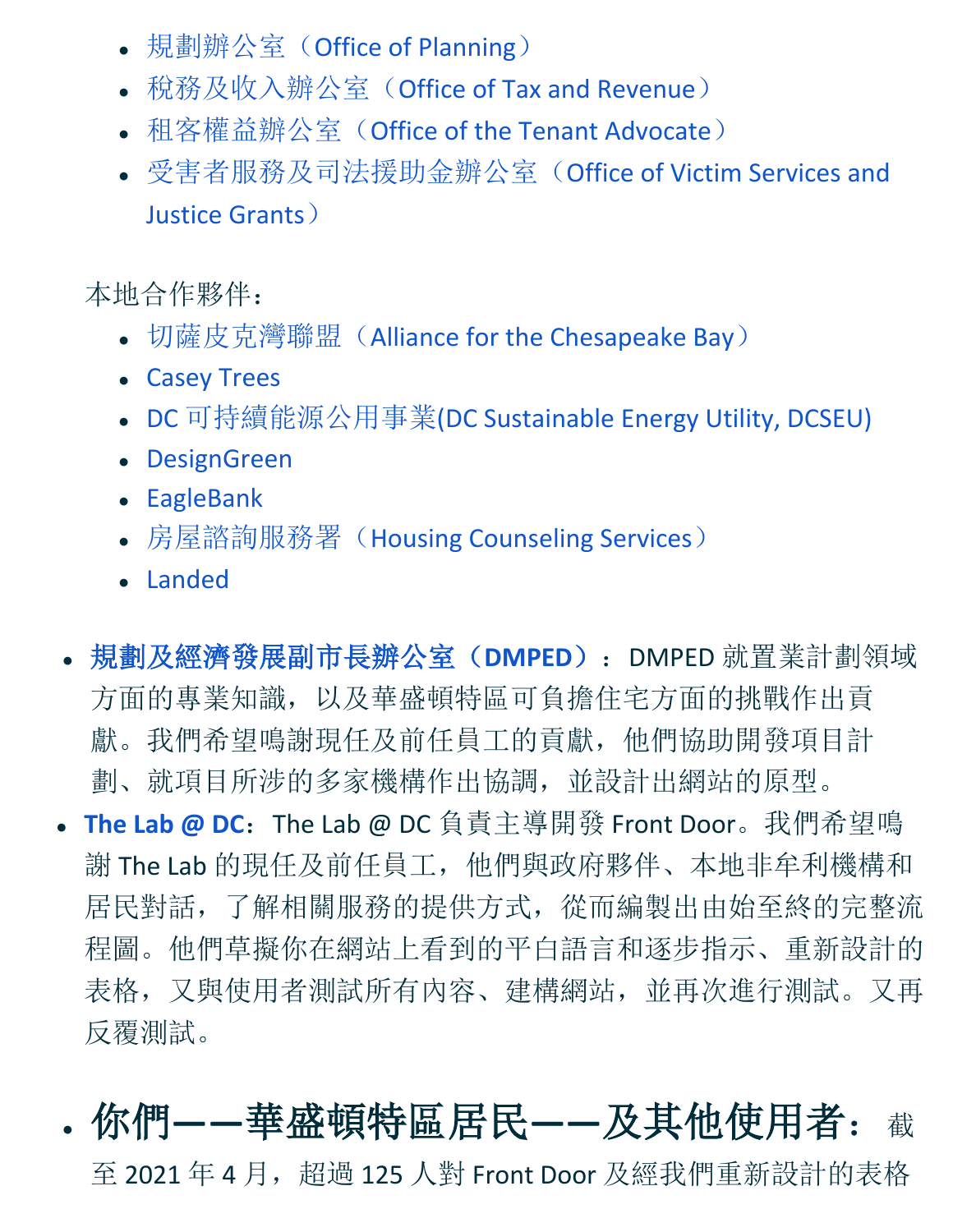- 規劃辦公室（Office of Planning）
- 稅務及收入辦公室（Office of Tax and Revenue）
- 租客權益辦公室（Office of the Tenant Advocate）
- 受害者服務及司法援助金辦公室（Office of Victim Services and Justice Grants）

本地合作夥伴：

- 切薩皮克灣聯盟（Alliance for the Chesapeake Bay）
- Casey Trees
- DC 可持續能源公用事業(DC Sustainable Energy Utility, DCSEU)
- DesignGreen
- EagleBank
- 房屋諮詢服務署（Housing Counseling Services）
- Landed

- **規劃及經濟發展副市長辦公室（DMPED）**：DMPED 就置業計劃領域方面的專業知識，以及華盛頓特區可負擔住宅方面的挑戰作出貢獻。我們希望鳴謝現任及前任員工的貢獻，他們協助開發項目計劃、就項目所涉的多家機構作出協調，並設計出網站的原型。
- **The Lab @ DC**：The Lab @ DC 負責主導開發 Front Door。我們希望鳴謝 The Lab 的現任及前任員工，他們與政府夥伴、本地非牟利機構和居民對話，了解相關服務的提供方式，從而編製出由始至終的完整流程圖。他們草擬你在網站上看到的平白語言和逐步指示、重新設計的表格，又與使用者測試所有內容、建構網站，並再次進行測試。又再反覆測試。

- **你們——華盛頓特區居民——及其他使用者**：截至 2021 年 4 月，超過 125 人對 Front Door 及經我們重新設計的表格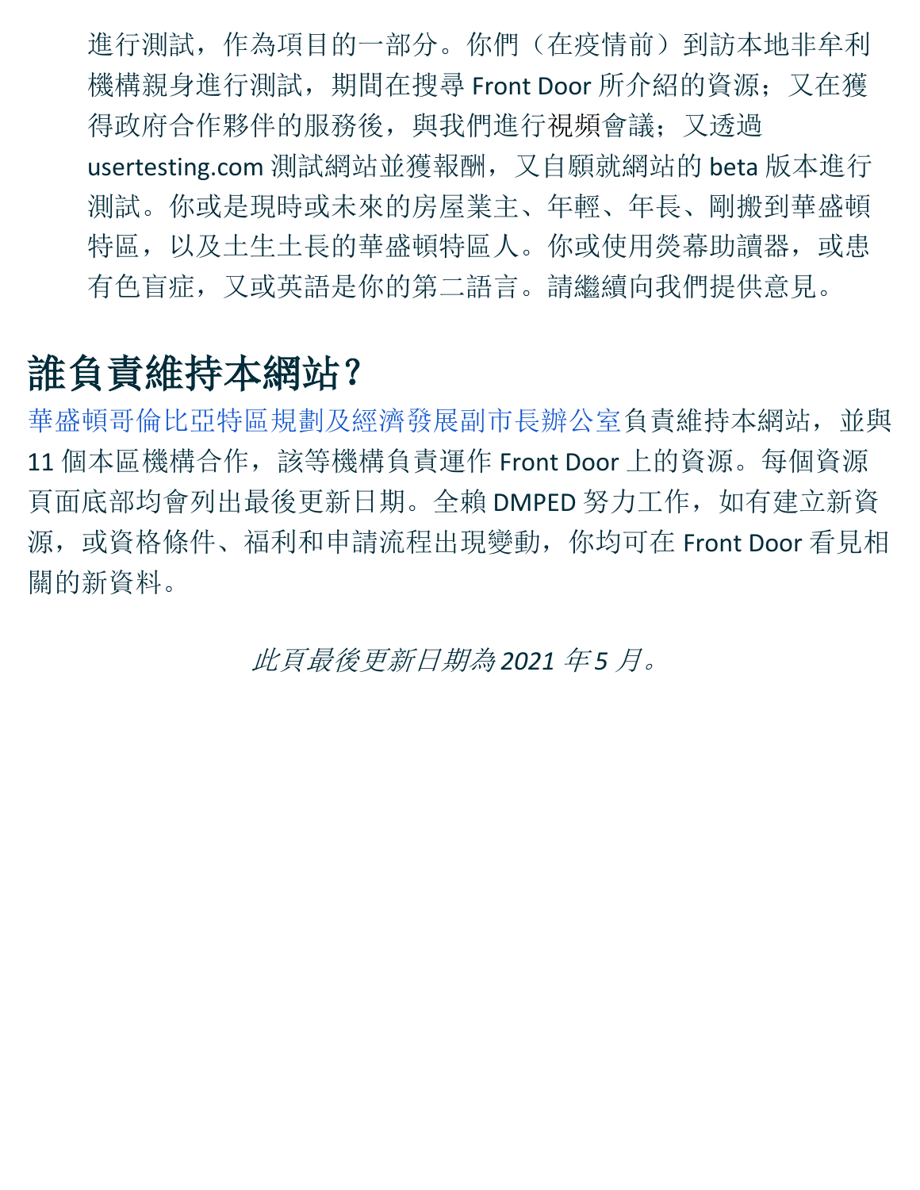進行測試，作為項目的一部分。你們（在疫情前）到訪本地非牟利機構親身進行測試，期間在搜尋 Front Door 所介紹的資源；又在獲得政府合作夥伴的服務後，與我們進行視頻會議；又透過 usertesting.com 測試網站並獲報酬，又自願就網站的 beta 版本進行測試。你或是現時或未來的房屋業主、年輕、年長、剛搬到華盛頓特區，以及土生土長的華盛頓特區人。你或使用熒幕助讀器，或患有色盲症，又或英語是你的第二語言。請繼續向我們提供意見。

## 誰負責維持本網站？

華盛頓哥倫比亞特區規劃及經濟發展副市長辦公室負責維持本網站，並與 11 個本區機構合作，該等機構負責運作 Front Door 上的資源。每個資源頁面底部均會列出最後更新日期。全賴 DMPED 努力工作，如有建立新資源，或資格條件、福利和申請流程出現變動，你均可在 Front Door 看見相關的新資料。

*此頁最後更新日期為 2021 年 5 月。*